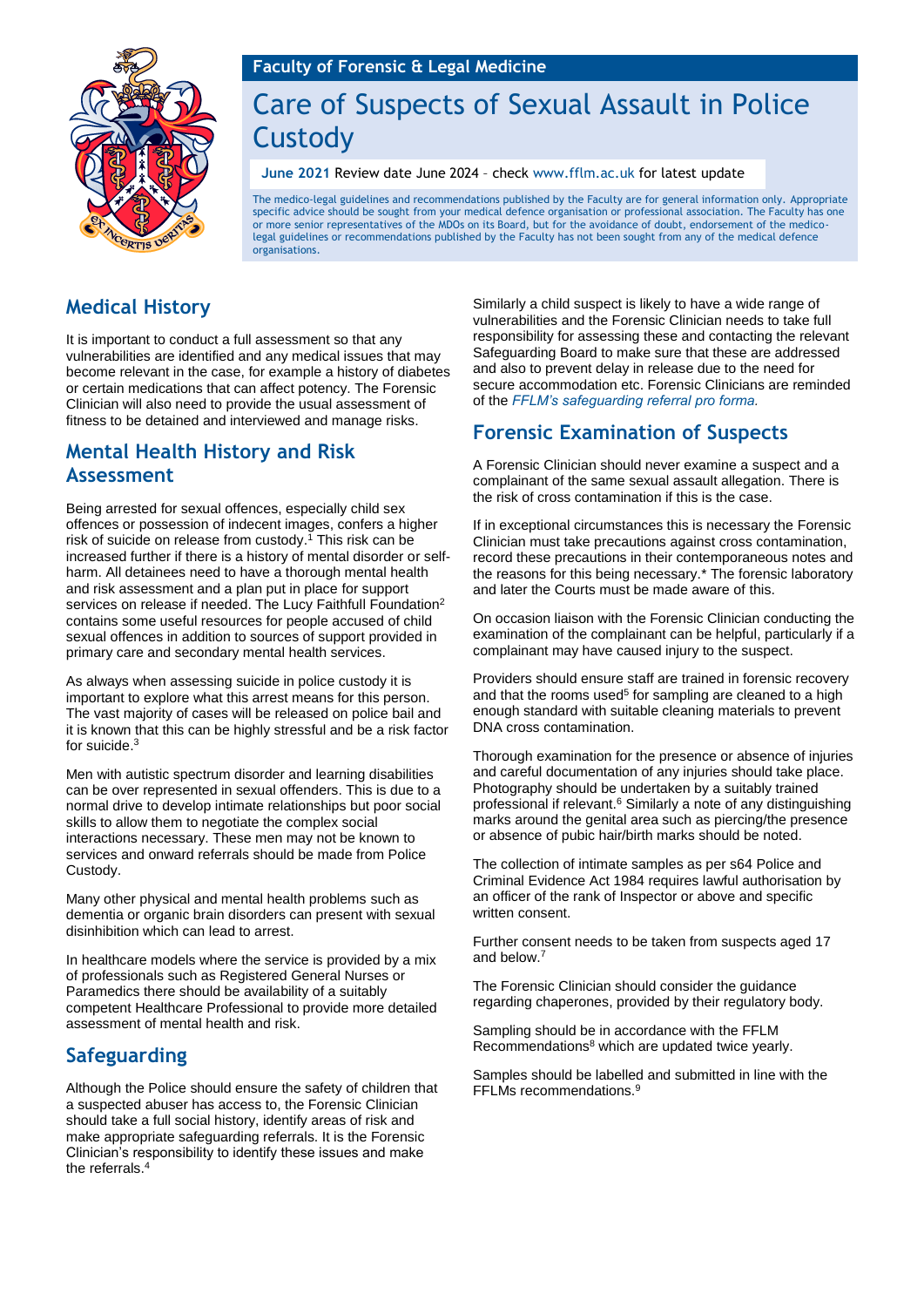Faculty of Forensic & Legal Medicine

# Care of Suspects of Sexual Assault in Police Custody

**June 2021** Review date June 2024 – check www.fflm.ac.uk for latest update

The medico-legal guidelines and recommendations published by the Faculty are for general information only. Appropriate specific advice should be sought from your medical defence organisation or professional association. The Faculty has one or more senior representatives of the MDOs on its Board, but for the avoidance of doubt, endorsement of the medico-legal guidelines or recommendations published by the Faculty has not been sought from any of the medical defence organisations.

## Medical History

It is important to conduct a full assessment so that any vulnerabilities are identified and any medical issues that may become relevant in the case, for example a history of diabetes or certain medications that can affect potency. The Forensic Clinician will also need to provide the usual assessment of fitness to be detained and interviewed and manage risks.

## Mental Health History and Risk Assessment

Being arrested for sexual offences, especially child sex offences or possession of indecent images, confers a higher risk of suicide on release from custody.[1] This risk can be increased further if there is a history of mental disorder or self-harm. All detainees need to have a thorough mental health and risk assessment and a plan put in place for support services on release if needed. The Lucy Faithfull Foundation[2] contains some useful resources for people accused of child sexual offences in addition to sources of support provided in primary care and secondary mental health services.

As always when assessing suicide in police custody it is important to explore what this arrest means for this person. The vast majority of cases will be released on police bail and it is known that this can be highly stressful and be a risk factor for suicide.[3]

Men with autistic spectrum disorder and learning disabilities can be over represented in sexual offenders. This is due to a normal drive to develop intimate relationships but poor social skills to allow them to negotiate the complex social interactions necessary. These men may not be known to services and onward referrals should be made from Police Custody.

Many other physical and mental health problems such as dementia or organic brain disorders can present with sexual disinhibition which can lead to arrest.

In healthcare models where the service is provided by a mix of professionals such as Registered General Nurses or Paramedics there should be availability of a suitably competent Healthcare Professional to provide more detailed assessment of mental health and risk.

## Safeguarding

Although the Police should ensure the safety of children that a suspected abuser has access to, the Forensic Clinician should take a full social history, identify areas of risk and make appropriate safeguarding referrals. It is the Forensic Clinician's responsibility to identify these issues and make the referrals.[4]

Similarly a child suspect is likely to have a wide range of vulnerabilities and the Forensic Clinician needs to take full responsibility for assessing these and contacting the relevant Safeguarding Board to make sure that these are addressed and also to prevent delay in release due to the need for secure accommodation etc. Forensic Clinicians are reminded of the *FFLM's safeguarding referral pro forma.*

## Forensic Examination of Suspects

A Forensic Clinician should never examine a suspect and a complainant of the same sexual assault allegation. There is the risk of cross contamination if this is the case.

If in exceptional circumstances this is necessary the Forensic Clinician must take precautions against cross contamination, record these precautions in their contemporaneous notes and the reasons for this being necessary.* The forensic laboratory and later the Courts must be made aware of this.

On occasion liaison with the Forensic Clinician conducting the examination of the complainant can be helpful, particularly if a complainant may have caused injury to the suspect.

Providers should ensure staff are trained in forensic recovery and that the rooms used[5] for sampling are cleaned to a high enough standard with suitable cleaning materials to prevent DNA cross contamination.

Thorough examination for the presence or absence of injuries and careful documentation of any injuries should take place. Photography should be undertaken by a suitably trained professional if relevant.[6] Similarly a note of any distinguishing marks around the genital area such as piercing/the presence or absence of pubic hair/birth marks should be noted.

The collection of intimate samples as per s64 Police and Criminal Evidence Act 1984 requires lawful authorisation by an officer of the rank of Inspector or above and specific written consent.

Further consent needs to be taken from suspects aged 17 and below.[7]

The Forensic Clinician should consider the guidance regarding chaperones, provided by their regulatory body.

Sampling should be in accordance with the FFLM Recommendations[8] which are updated twice yearly.

Samples should be labelled and submitted in line with the FFLMs recommendations.[9]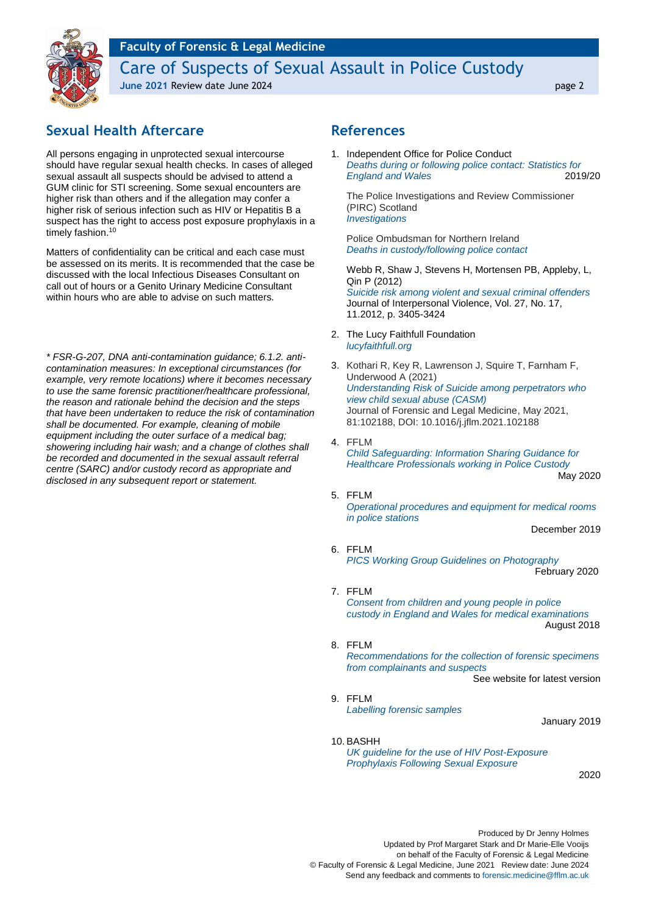## Sexual Health Aftercare

All persons engaging in unprotected sexual intercourse should have regular sexual health checks. In cases of alleged sexual assault all suspects should be advised to attend a GUM clinic for STI screening. Some sexual encounters are higher risk than others and if the allegation may confer a higher risk of serious infection such as HIV or Hepatitis B a suspect has the right to access post exposure prophylaxis in a timely fashion.[10]

Matters of confidentiality can be critical and each case must be assessed on its merits. It is recommended that the case be discussed with the local Infectious Diseases Consultant on call out of hours or a Genito Urinary Medicine Consultant within hours who are able to advise on such matters.

*\* FSR-G-207, DNA anti-contamination guidance; 6.1.2. anti-contamination measures: In exceptional circumstances (for example, very remote locations) where it becomes necessary to use the same forensic practitioner/healthcare professional, the reason and rationale behind the decision and the steps that have been undertaken to reduce the risk of contamination shall be documented. For example, cleaning of mobile equipment including the outer surface of a medical bag; showering including hair wash; and a change of clothes shall be recorded and documented in the sexual assault referral centre (SARC) and/or custody record as appropriate and disclosed in any subsequent report or statement.*

## References

1. Independent Office for Police Conduct
   *Deaths during or following police contact: Statistics for England and Wales* 2019/20

   The Police Investigations and Review Commissioner (PIRC) Scotland
   *Investigations*

   Police Ombudsman for Northern Ireland
   *Deaths in custody/following police contact*

   Webb R, Shaw J, Stevens H, Mortensen PB, Appleby, L, Qin P (2012)
   *Suicide risk among violent and sexual criminal offenders*
   Journal of Interpersonal Violence, Vol. 27, No. 17, 11.2012, p. 3405-3424

2. The Lucy Faithfull Foundation
   *lucyfaithfull.org*

3. Kothari R, Key R, Lawrenson J, Squire T, Farnham F, Underwood A (2021)
   *Understanding Risk of Suicide among perpetrators who view child sexual abuse (CASM)*
   Journal of Forensic and Legal Medicine, May 2021, 81:102188, DOI: 10.1016/j.jflm.2021.102188

4. FFLM
   *Child Safeguarding: Information Sharing Guidance for Healthcare Professionals working in Police Custody*
   May 2020

5. FFLM
   *Operational procedures and equipment for medical rooms in police stations*
   December 2019

6. FFLM
   *PICS Working Group Guidelines on Photography*
   February 2020

7. FFLM
   *Consent from children and young people in police custody in England and Wales for medical examinations*
   August 2018

8. FFLM
   *Recommendations for the collection of forensic specimens from complainants and suspects*
   See website for latest version

9. FFLM
   *Labelling forensic samples*
   January 2019

10. BASHH
    *UK guideline for the use of HIV Post-Exposure Prophylaxis Following Sexual Exposure*
    2020

Produced by Dr Jenny Holmes
Updated by Prof Margaret Stark and Dr Marie-Elle Vooijs
on behalf of the Faculty of Forensic & Legal Medicine
© Faculty of Forensic & Legal Medicine, June 2021 Review date: June 2024
Send any feedback and comments to forensic.medicine@fflm.ac.uk